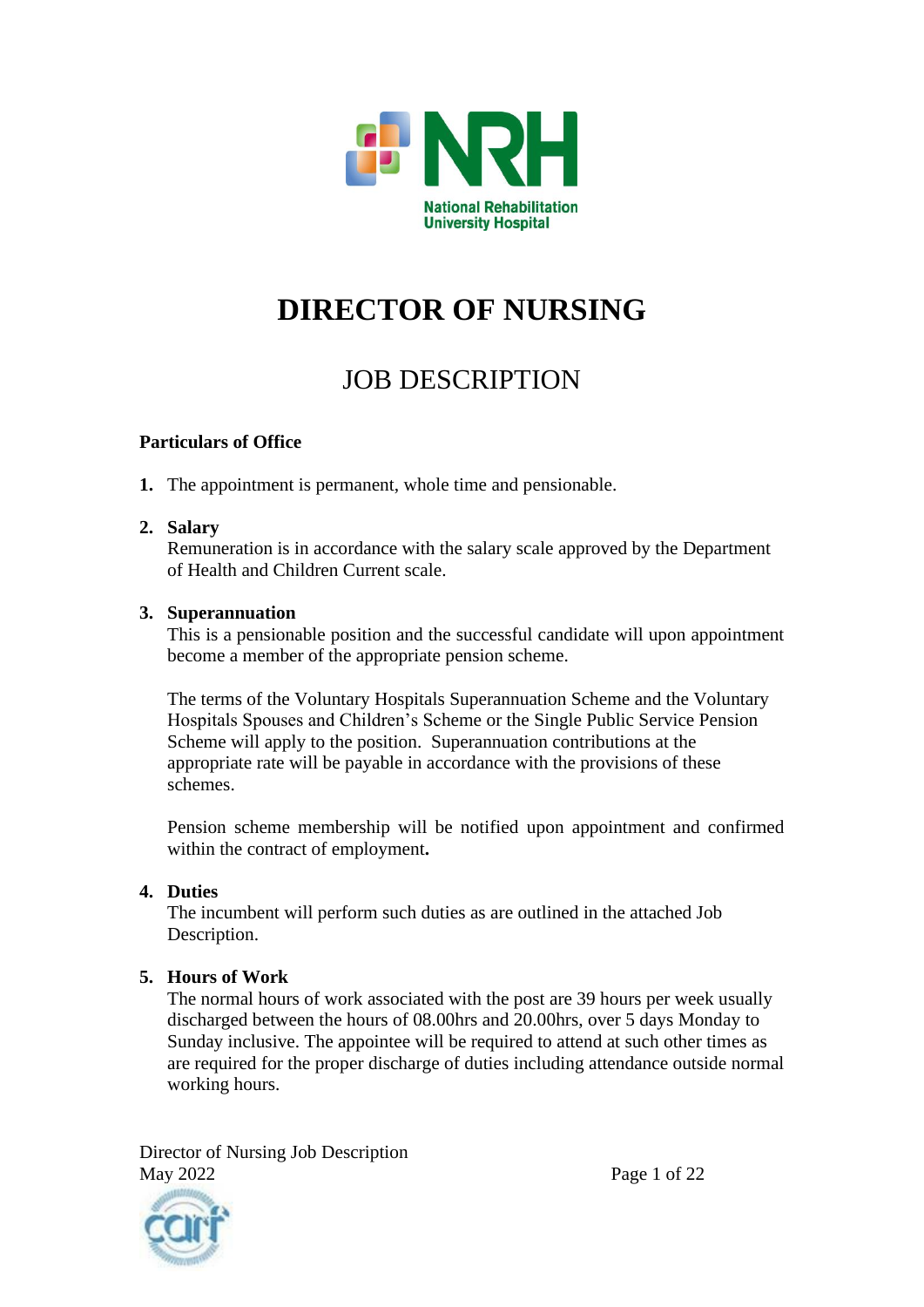# DIRECTOR OF NURSING

## JOB DESCRIPTION

**Particulars of Office**

1. The appointment is permanent, whole time and pensionable.

2. **Salary**
   Remuneration is in accordance with the salary scale approved by the Department of Health and Children Current scale.

3. **Superannuation**
   This is a pensionable position and the successful candidate will upon appointment become a member of the appropriate pension scheme.

   The terms of the Voluntary Hospitals Superannuation Scheme and the Voluntary Hospitals Spouses and Children's Scheme or the Single Public Service Pension Scheme will apply to the position. Superannuation contributions at the appropriate rate will be payable in accordance with the provisions of these schemes.

   Pension scheme membership will be notified upon appointment and confirmed within the contract of employment**.**

4. **Duties**
   The incumbent will perform such duties as are outlined in the attached Job Description.

5. **Hours of Work**
   The normal hours of work associated with the post are 39 hours per week usually discharged between the hours of 08.00hrs and 20.00hrs, over 5 days Monday to Sunday inclusive. The appointee will be required to attend at such other times as are required for the proper discharge of duties including attendance outside normal working hours.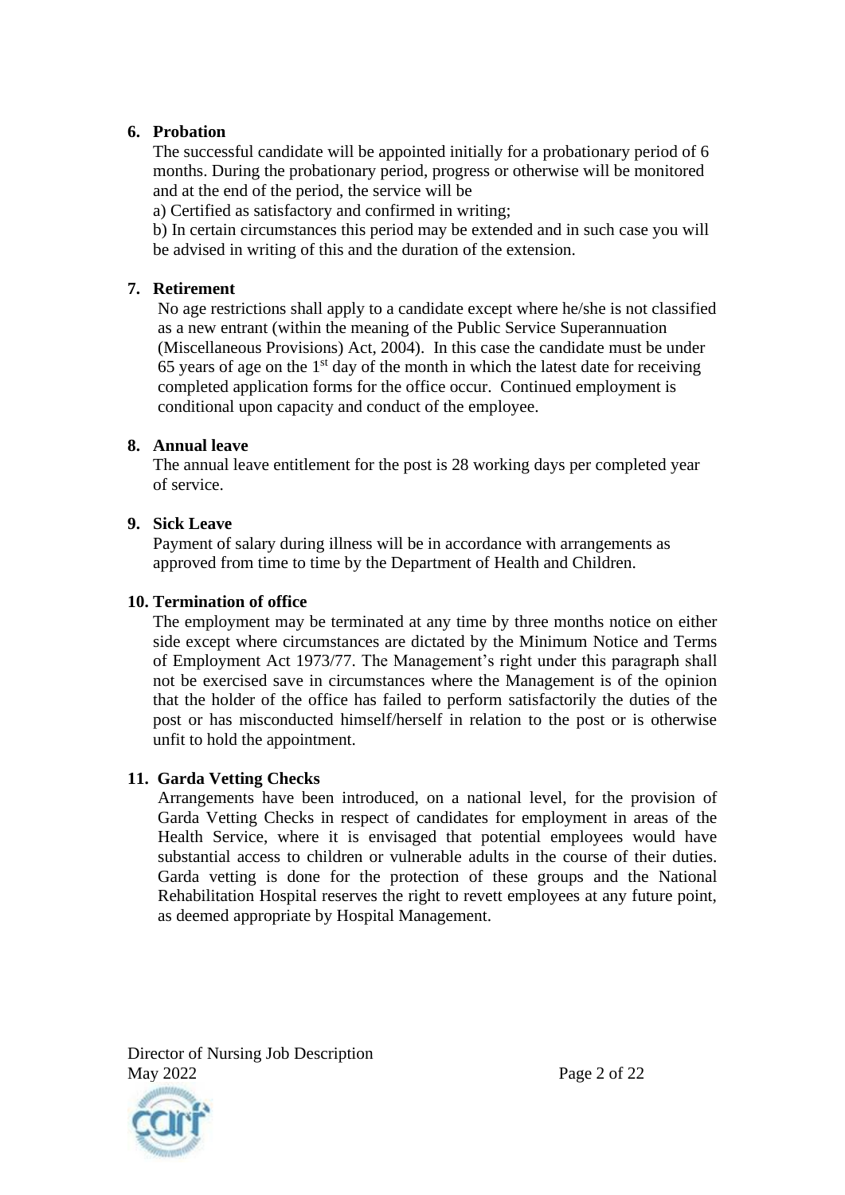6. **Probation**

   The successful candidate will be appointed initially for a probationary period of 6 months. During the probationary period, progress or otherwise will be monitored and at the end of the period, the service will be

   a) Certified as satisfactory and confirmed in writing;

   b) In certain circumstances this period may be extended and in such case you will be advised in writing of this and the duration of the extension.

7. **Retirement**

   No age restrictions shall apply to a candidate except where he/she is not classified as a new entrant (within the meaning of the Public Service Superannuation (Miscellaneous Provisions) Act, 2004). In this case the candidate must be under 65 years of age on the 1st day of the month in which the latest date for receiving completed application forms for the office occur. Continued employment is conditional upon capacity and conduct of the employee.

8. **Annual leave**

   The annual leave entitlement for the post is 28 working days per completed year of service.

9. **Sick Leave**

   Payment of salary during illness will be in accordance with arrangements as approved from time to time by the Department of Health and Children.

10. **Termination of office**

    The employment may be terminated at any time by three months notice on either side except where circumstances are dictated by the Minimum Notice and Terms of Employment Act 1973/77. The Management's right under this paragraph shall not be exercised save in circumstances where the Management is of the opinion that the holder of the office has failed to perform satisfactorily the duties of the post or has misconducted himself/herself in relation to the post or is otherwise unfit to hold the appointment.

11. **Garda Vetting Checks**

    Arrangements have been introduced, on a national level, for the provision of Garda Vetting Checks in respect of candidates for employment in areas of the Health Service, where it is envisaged that potential employees would have substantial access to children or vulnerable adults in the course of their duties. Garda vetting is done for the protection of these groups and the National Rehabilitation Hospital reserves the right to revett employees at any future point, as deemed appropriate by Hospital Management.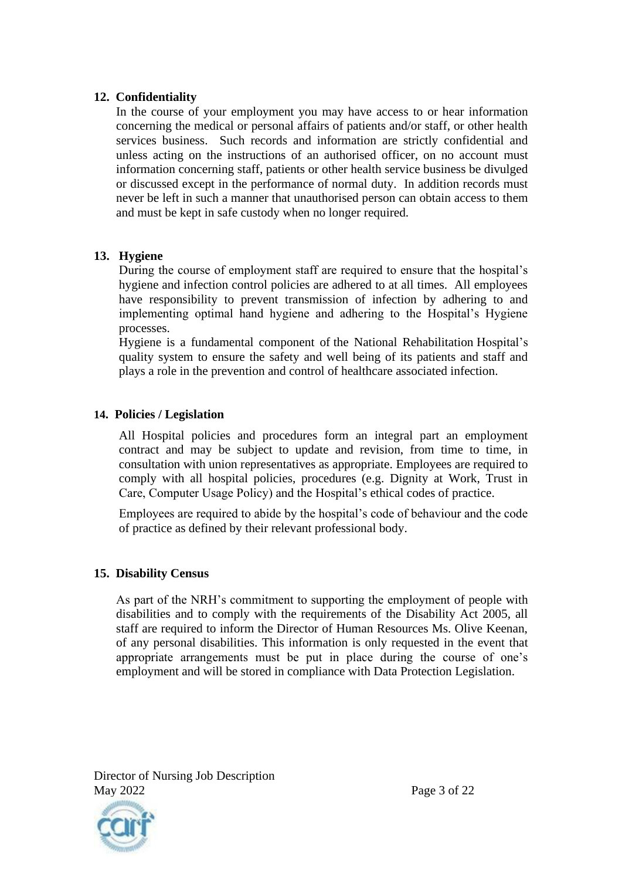## 12. Confidentiality

In the course of your employment you may have access to or hear information concerning the medical or personal affairs of patients and/or staff, or other health services business. Such records and information are strictly confidential and unless acting on the instructions of an authorised officer, on no account must information concerning staff, patients or other health service business be divulged or discussed except in the performance of normal duty. In addition records must never be left in such a manner that unauthorised person can obtain access to them and must be kept in safe custody when no longer required.

## 13. Hygiene

During the course of employment staff are required to ensure that the hospital's hygiene and infection control policies are adhered to at all times. All employees have responsibility to prevent transmission of infection by adhering to and implementing optimal hand hygiene and adhering to the Hospital's Hygiene processes.

Hygiene is a fundamental component of the National Rehabilitation Hospital's quality system to ensure the safety and well being of its patients and staff and plays a role in the prevention and control of healthcare associated infection.

## 14. Policies / Legislation

All Hospital policies and procedures form an integral part an employment contract and may be subject to update and revision, from time to time, in consultation with union representatives as appropriate. Employees are required to comply with all hospital policies, procedures (e.g. Dignity at Work, Trust in Care, Computer Usage Policy) and the Hospital's ethical codes of practice.

Employees are required to abide by the hospital's code of behaviour and the code of practice as defined by their relevant professional body.

## 15. Disability Census

As part of the NRH's commitment to supporting the employment of people with disabilities and to comply with the requirements of the Disability Act 2005, all staff are required to inform the Director of Human Resources Ms. Olive Keenan, of any personal disabilities. This information is only requested in the event that appropriate arrangements must be put in place during the course of one's employment and will be stored in compliance with Data Protection Legislation.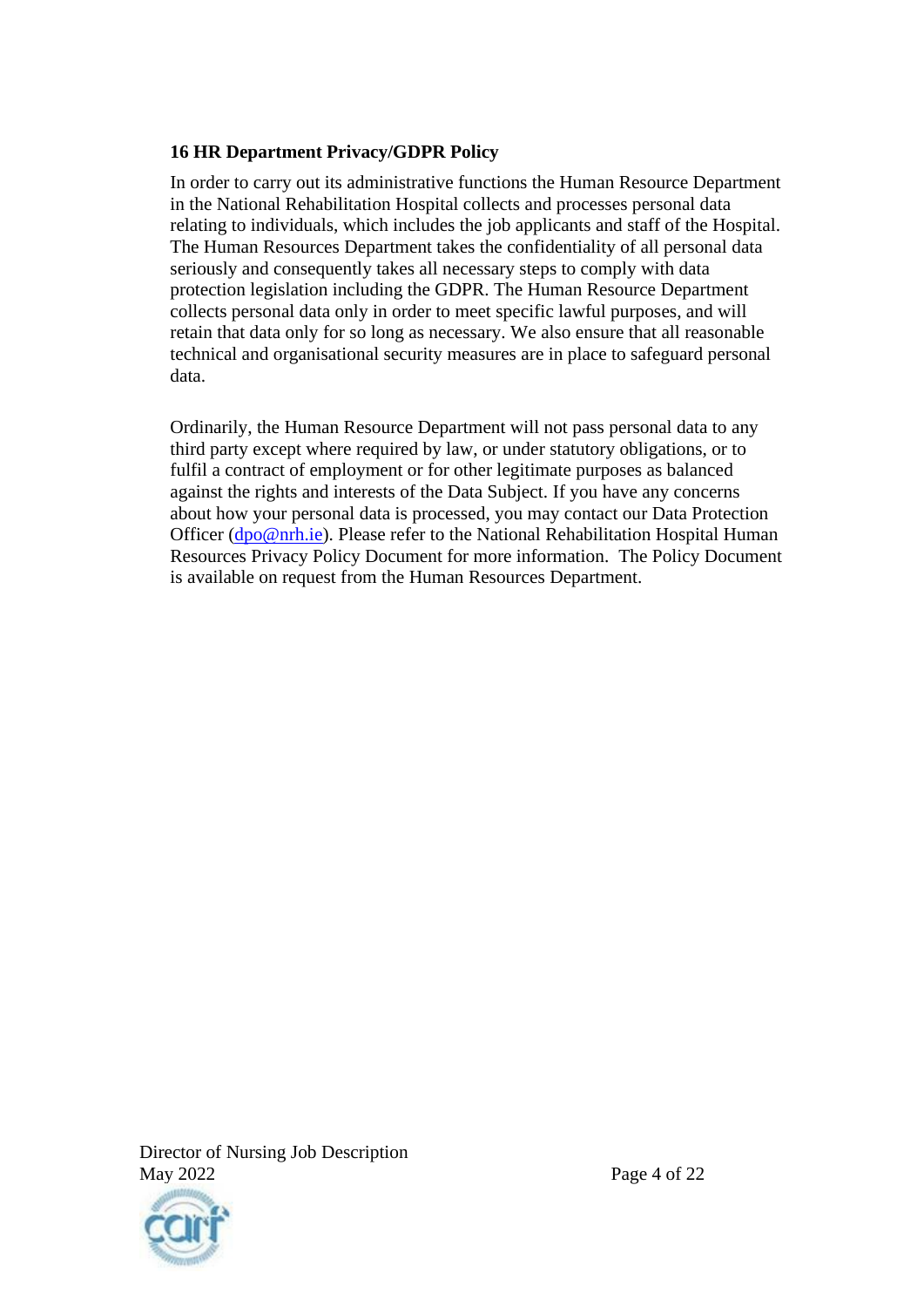**16 HR Department Privacy/GDPR Policy**

In order to carry out its administrative functions the Human Resource Department in the National Rehabilitation Hospital collects and processes personal data relating to individuals, which includes the job applicants and staff of the Hospital. The Human Resources Department takes the confidentiality of all personal data seriously and consequently takes all necessary steps to comply with data protection legislation including the GDPR. The Human Resource Department collects personal data only in order to meet specific lawful purposes, and will retain that data only for so long as necessary. We also ensure that all reasonable technical and organisational security measures are in place to safeguard personal data.

Ordinarily, the Human Resource Department will not pass personal data to any third party except where required by law, or under statutory obligations, or to fulfil a contract of employment or for other legitimate purposes as balanced against the rights and interests of the Data Subject. If you have any concerns about how your personal data is processed, you may contact our Data Protection Officer (dpo@nrh.ie). Please refer to the National Rehabilitation Hospital Human Resources Privacy Policy Document for more information. The Policy Document is available on request from the Human Resources Department.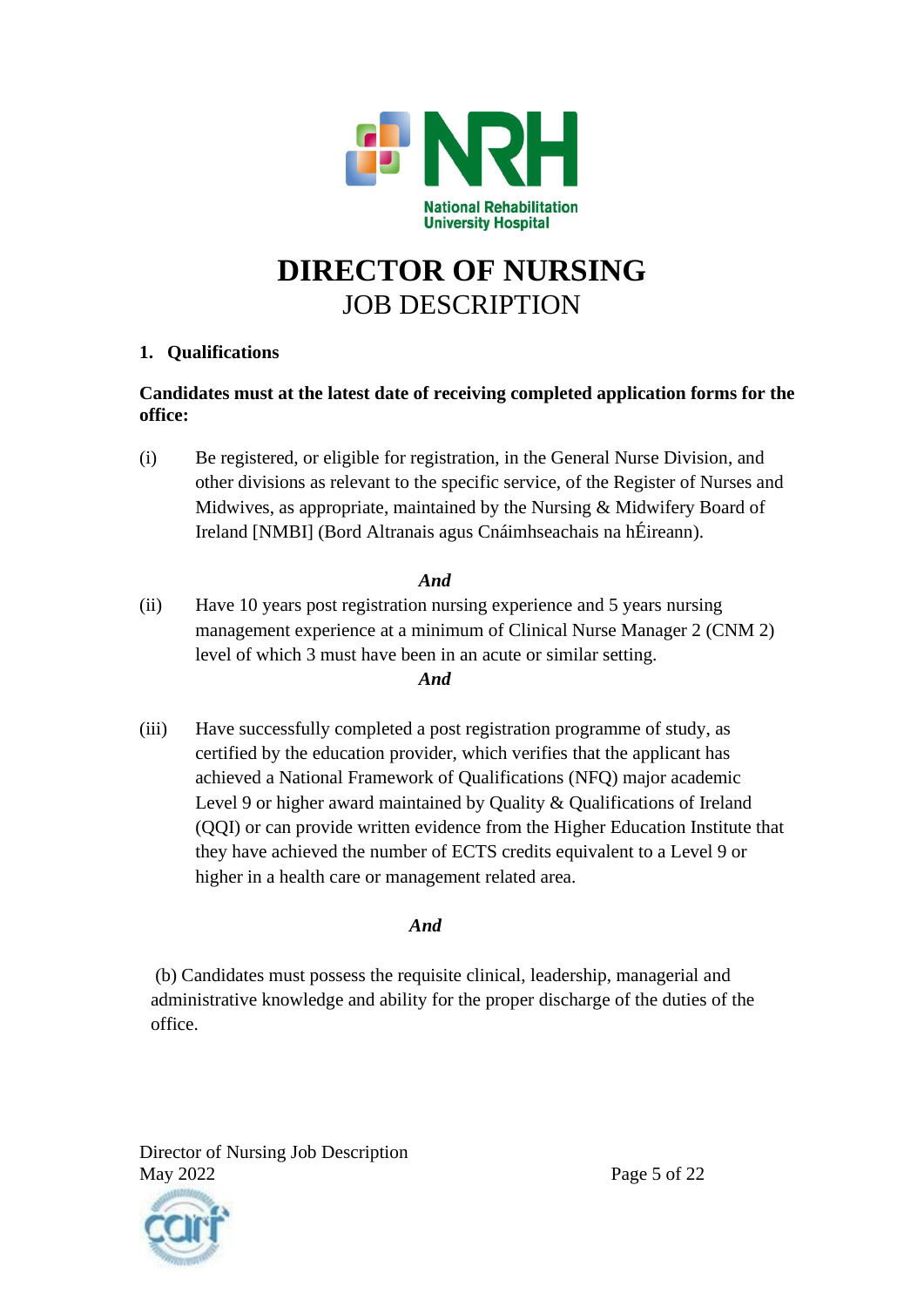# DIRECTOR OF NURSING

## JOB DESCRIPTION

### 1. Qualifications

**Candidates must at the latest date of receiving completed application forms for the office:**

(i) Be registered, or eligible for registration, in the General Nurse Division, and other divisions as relevant to the specific service, of the Register of Nurses and Midwives, as appropriate, maintained by the Nursing & Midwifery Board of Ireland [NMBI] (Bord Altranais agus Cnáimhseachais na hÉireann).

***And***

(ii) Have 10 years post registration nursing experience and 5 years nursing management experience at a minimum of Clinical Nurse Manager 2 (CNM 2) level of which 3 must have been in an acute or similar setting.

***And***

(iii) Have successfully completed a post registration programme of study, as certified by the education provider, which verifies that the applicant has achieved a National Framework of Qualifications (NFQ) major academic Level 9 or higher award maintained by Quality & Qualifications of Ireland (QQI) or can provide written evidence from the Higher Education Institute that they have achieved the number of ECTS credits equivalent to a Level 9 or higher in a health care or management related area.

***And***

(b) Candidates must possess the requisite clinical, leadership, managerial and administrative knowledge and ability for the proper discharge of the duties of the office.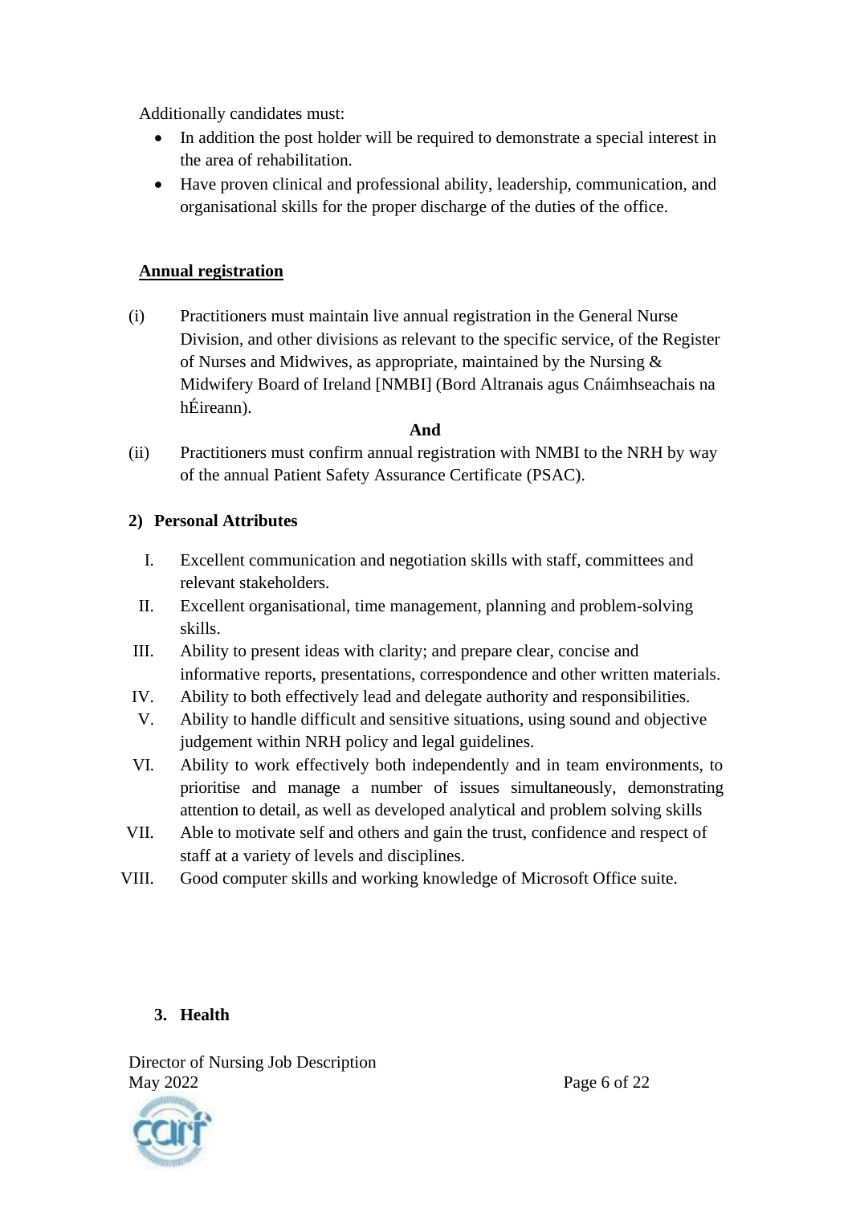Additionally candidates must:

- In addition the post holder will be required to demonstrate a special interest in the area of rehabilitation.
- Have proven clinical and professional ability, leadership, communication, and organisational skills for the proper discharge of the duties of the office.

**Annual registration**

(i) Practitioners must maintain live annual registration in the General Nurse Division, and other divisions as relevant to the specific service, of the Register of Nurses and Midwives, as appropriate, maintained by the Nursing & Midwifery Board of Ireland [NMBI] (Bord Altranais agus Cnáimhseachais na hÉireann).

**And**

(ii) Practitioners must confirm annual registration with NMBI to the NRH by way of the annual Patient Safety Assurance Certificate (PSAC).

**2) Personal Attributes**

I. Excellent communication and negotiation skills with staff, committees and relevant stakeholders.
II. Excellent organisational, time management, planning and problem-solving skills.
III. Ability to present ideas with clarity; and prepare clear, concise and informative reports, presentations, correspondence and other written materials.
IV. Ability to both effectively lead and delegate authority and responsibilities.
V. Ability to handle difficult and sensitive situations, using sound and objective judgement within NRH policy and legal guidelines.
VI. Ability to work effectively both independently and in team environments, to prioritise and manage a number of issues simultaneously, demonstrating attention to detail, as well as developed analytical and problem solving skills
VII. Able to motivate self and others and gain the trust, confidence and respect of staff at a variety of levels and disciplines.
VIII. Good computer skills and working knowledge of Microsoft Office suite.

**3. Health**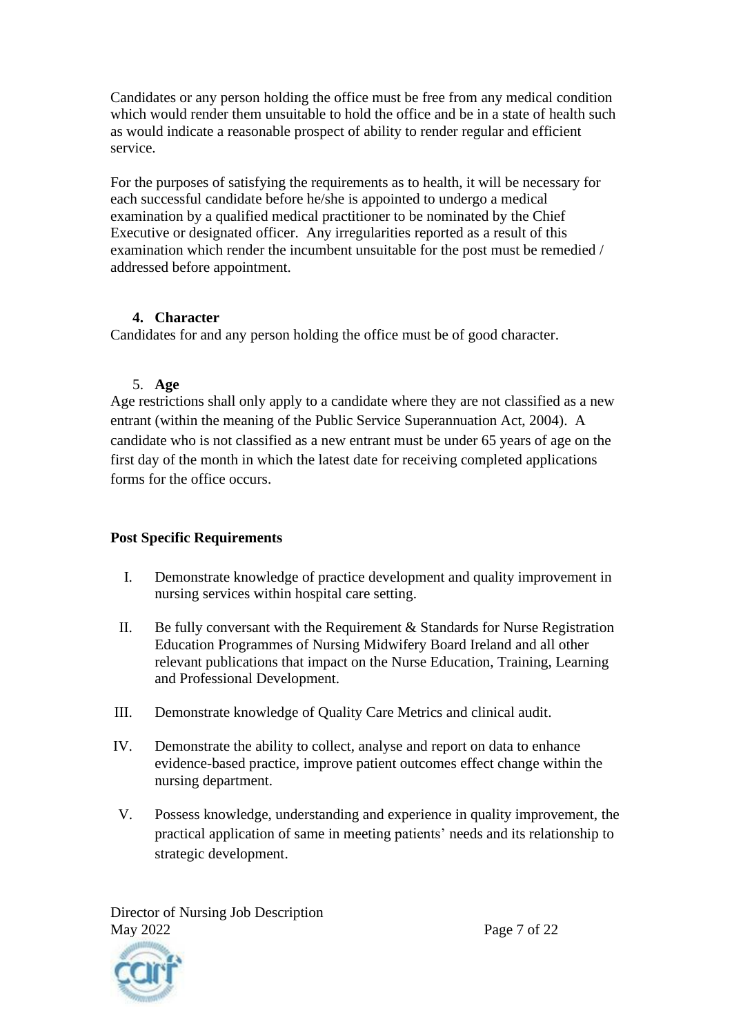Candidates or any person holding the office must be free from any medical condition which would render them unsuitable to hold the office and be in a state of health such as would indicate a reasonable prospect of ability to render regular and efficient service.

For the purposes of satisfying the requirements as to health, it will be necessary for each successful candidate before he/she is appointed to undergo a medical examination by a qualified medical practitioner to be nominated by the Chief Executive or designated officer. Any irregularities reported as a result of this examination which render the incumbent unsuitable for the post must be remedied / addressed before appointment.

4. **Character**

Candidates for and any person holding the office must be of good character.

5. **Age**

Age restrictions shall only apply to a candidate where they are not classified as a new entrant (within the meaning of the Public Service Superannuation Act, 2004). A candidate who is not classified as a new entrant must be under 65 years of age on the first day of the month in which the latest date for receiving completed applications forms for the office occurs.

**Post Specific Requirements**

I. Demonstrate knowledge of practice development and quality improvement in nursing services within hospital care setting.

II. Be fully conversant with the Requirement & Standards for Nurse Registration Education Programmes of Nursing Midwifery Board Ireland and all other relevant publications that impact on the Nurse Education, Training, Learning and Professional Development.

III. Demonstrate knowledge of Quality Care Metrics and clinical audit.

IV. Demonstrate the ability to collect, analyse and report on data to enhance evidence-based practice, improve patient outcomes effect change within the nursing department.

V. Possess knowledge, understanding and experience in quality improvement, the practical application of same in meeting patients' needs and its relationship to strategic development.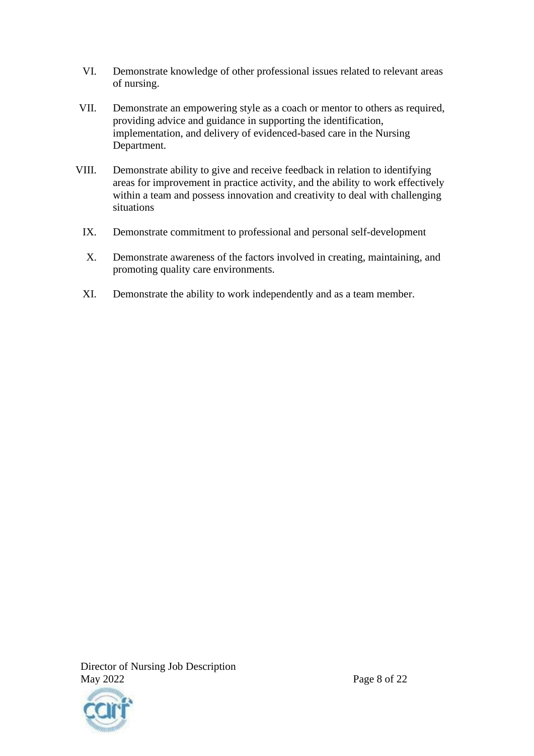VI. Demonstrate knowledge of other professional issues related to relevant areas of nursing.

VII. Demonstrate an empowering style as a coach or mentor to others as required, providing advice and guidance in supporting the identification, implementation, and delivery of evidenced-based care in the Nursing Department.

VIII. Demonstrate ability to give and receive feedback in relation to identifying areas for improvement in practice activity, and the ability to work effectively within a team and possess innovation and creativity to deal with challenging situations

IX. Demonstrate commitment to professional and personal self-development

X. Demonstrate awareness of the factors involved in creating, maintaining, and promoting quality care environments.

XI. Demonstrate the ability to work independently and as a team member.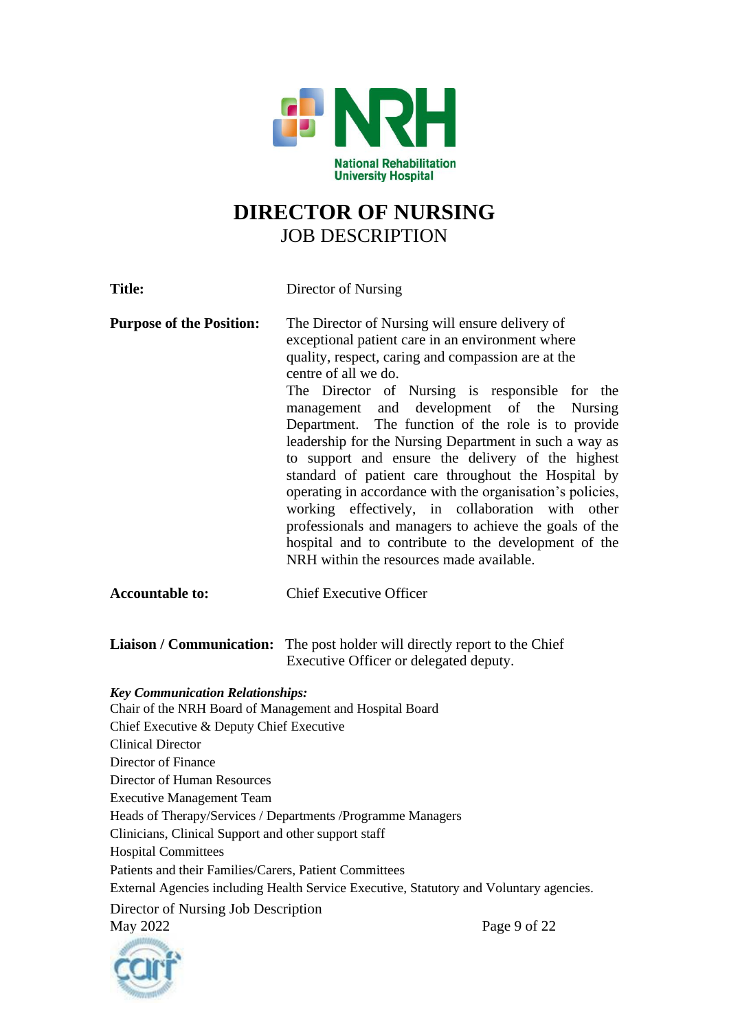# DIRECTOR OF NURSING

## JOB DESCRIPTION

**Title:** Director of Nursing

**Purpose of the Position:** The Director of Nursing will ensure delivery of exceptional patient care in an environment where quality, respect, caring and compassion are at the centre of all we do.
The Director of Nursing is responsible for the management and development of the Nursing Department. The function of the role is to provide leadership for the Nursing Department in such a way as to support and ensure the delivery of the highest standard of patient care throughout the Hospital by operating in accordance with the organisation's policies, working effectively, in collaboration with other professionals and managers to achieve the goals of the hospital and to contribute to the development of the NRH within the resources made available.

**Accountable to:** Chief Executive Officer

**Liaison / Communication:** The post holder will directly report to the Chief Executive Officer or delegated deputy.

***Key Communication Relationships:***

Chair of the NRH Board of Management and Hospital Board
Chief Executive & Deputy Chief Executive
Clinical Director
Director of Finance
Director of Human Resources
Executive Management Team
Heads of Therapy/Services / Departments /Programme Managers
Clinicians, Clinical Support and other support staff
Hospital Committees
Patients and their Families/Carers, Patient Committees
External Agencies including Health Service Executive, Statutory and Voluntary agencies.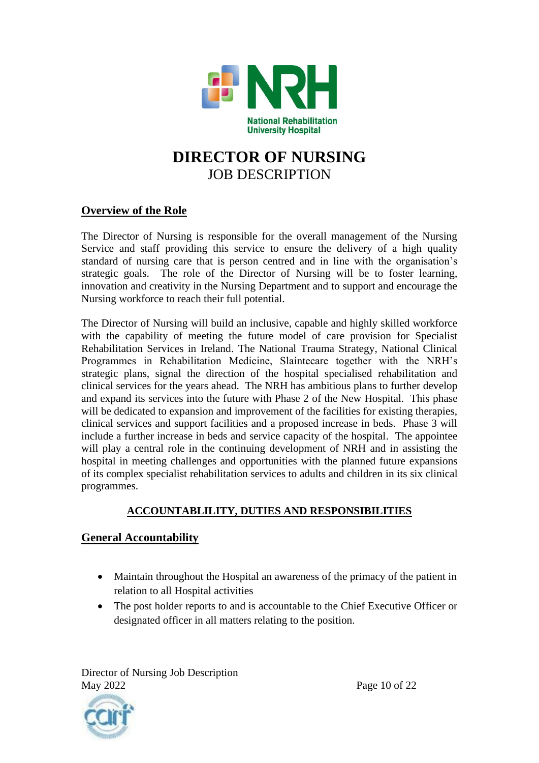# DIRECTOR OF NURSING
JOB DESCRIPTION

## Overview of the Role

The Director of Nursing is responsible for the overall management of the Nursing Service and staff providing this service to ensure the delivery of a high quality standard of nursing care that is person centred and in line with the organisation's strategic goals. The role of the Director of Nursing will be to foster learning, innovation and creativity in the Nursing Department and to support and encourage the Nursing workforce to reach their full potential.

The Director of Nursing will build an inclusive, capable and highly skilled workforce with the capability of meeting the future model of care provision for Specialist Rehabilitation Services in Ireland. The National Trauma Strategy, National Clinical Programmes in Rehabilitation Medicine, Slaíntecare together with the NRH's strategic plans, signal the direction of the hospital specialised rehabilitation and clinical services for the years ahead. The NRH has ambitious plans to further develop and expand its services into the future with Phase 2 of the New Hospital. This phase will be dedicated to expansion and improvement of the facilities for existing therapies, clinical services and support facilities and a proposed increase in beds. Phase 3 will include a further increase in beds and service capacity of the hospital. The appointee will play a central role in the continuing development of NRH and in assisting the hospital in meeting challenges and opportunities with the planned future expansions of its complex specialist rehabilitation services to adults and children in its six clinical programmes.

## ACCOUNTABLILITY, DUTIES AND RESPONSIBILITIES

### General Accountability

- Maintain throughout the Hospital an awareness of the primacy of the patient in relation to all Hospital activities
- The post holder reports to and is accountable to the Chief Executive Officer or designated officer in all matters relating to the position.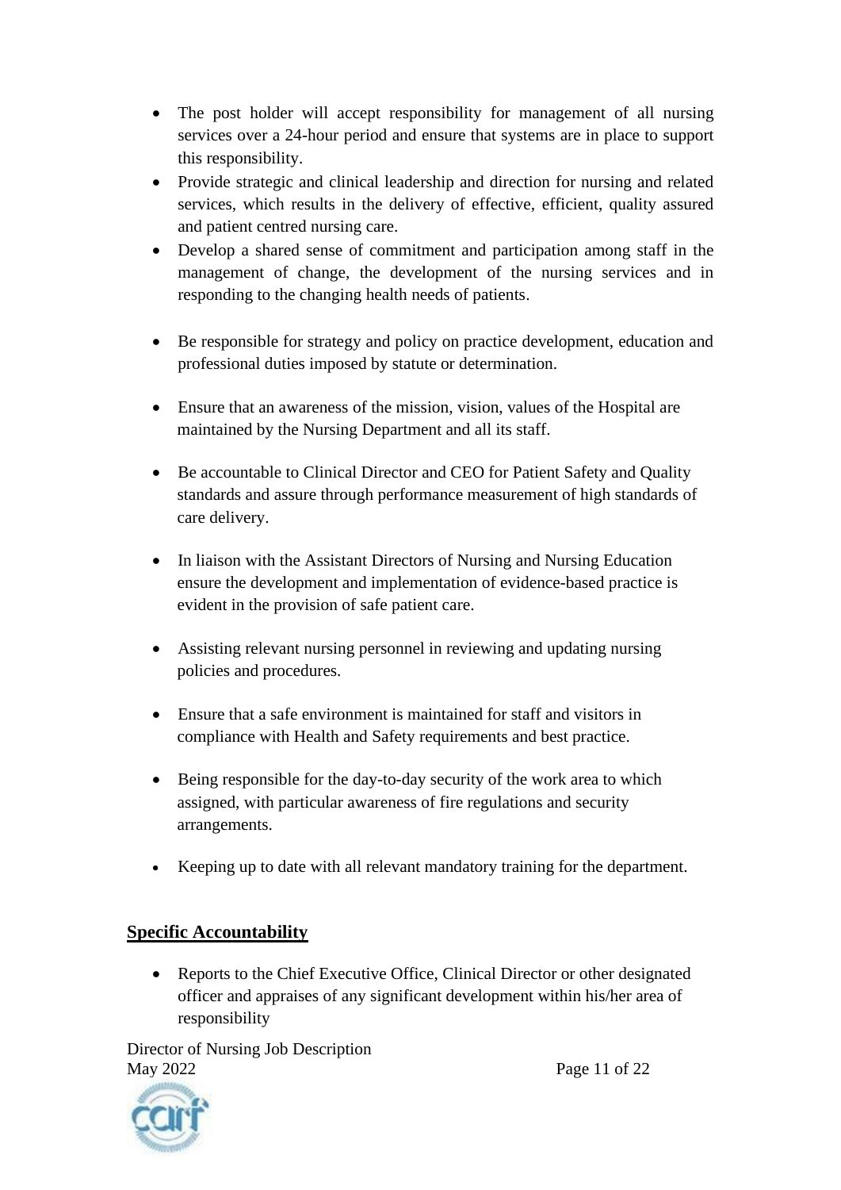- The post holder will accept responsibility for management of all nursing services over a 24-hour period and ensure that systems are in place to support this responsibility.
- Provide strategic and clinical leadership and direction for nursing and related services, which results in the delivery of effective, efficient, quality assured and patient centred nursing care.
- Develop a shared sense of commitment and participation among staff in the management of change, the development of the nursing services and in responding to the changing health needs of patients.
- Be responsible for strategy and policy on practice development, education and professional duties imposed by statute or determination.
- Ensure that an awareness of the mission, vision, values of the Hospital are maintained by the Nursing Department and all its staff.
- Be accountable to Clinical Director and CEO for Patient Safety and Quality standards and assure through performance measurement of high standards of care delivery.
- In liaison with the Assistant Directors of Nursing and Nursing Education ensure the development and implementation of evidence-based practice is evident in the provision of safe patient care.
- Assisting relevant nursing personnel in reviewing and updating nursing policies and procedures.
- Ensure that a safe environment is maintained for staff and visitors in compliance with Health and Safety requirements and best practice.
- Being responsible for the day-to-day security of the work area to which assigned, with particular awareness of fire regulations and security arrangements.
- Keeping up to date with all relevant mandatory training for the department.

## Specific Accountability

- Reports to the Chief Executive Office, Clinical Director or other designated officer and appraises of any significant development within his/her area of responsibility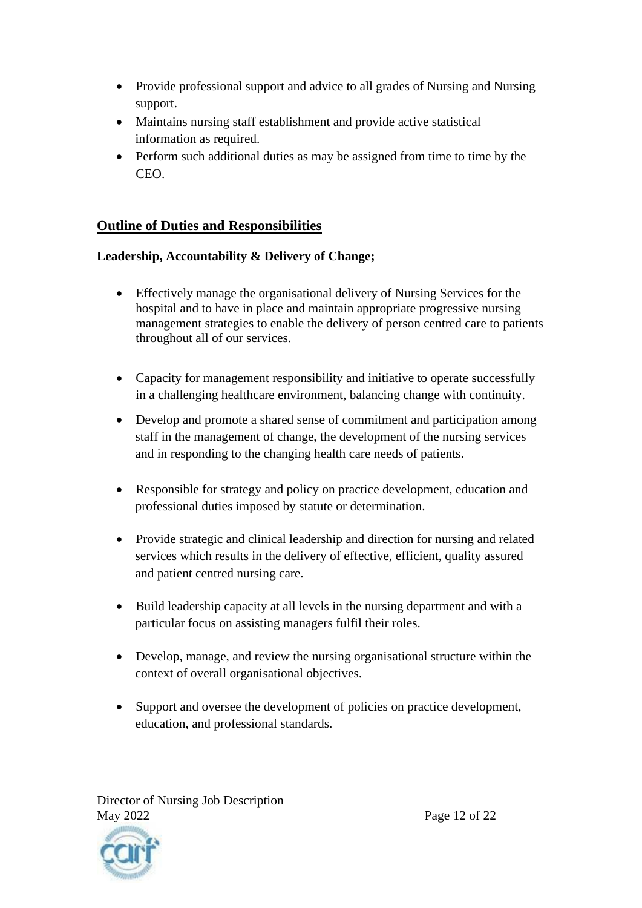- Provide professional support and advice to all grades of Nursing and Nursing support.
- Maintains nursing staff establishment and provide active statistical information as required.
- Perform such additional duties as may be assigned from time to time by the CEO.

## Outline of Duties and Responsibilities

**Leadership, Accountability & Delivery of Change;**

- Effectively manage the organisational delivery of Nursing Services for the hospital and to have in place and maintain appropriate progressive nursing management strategies to enable the delivery of person centred care to patients throughout all of our services.
- Capacity for management responsibility and initiative to operate successfully in a challenging healthcare environment, balancing change with continuity.
- Develop and promote a shared sense of commitment and participation among staff in the management of change, the development of the nursing services and in responding to the changing health care needs of patients.
- Responsible for strategy and policy on practice development, education and professional duties imposed by statute or determination.
- Provide strategic and clinical leadership and direction for nursing and related services which results in the delivery of effective, efficient, quality assured and patient centred nursing care.
- Build leadership capacity at all levels in the nursing department and with a particular focus on assisting managers fulfil their roles.
- Develop, manage, and review the nursing organisational structure within the context of overall organisational objectives.
- Support and oversee the development of policies on practice development, education, and professional standards.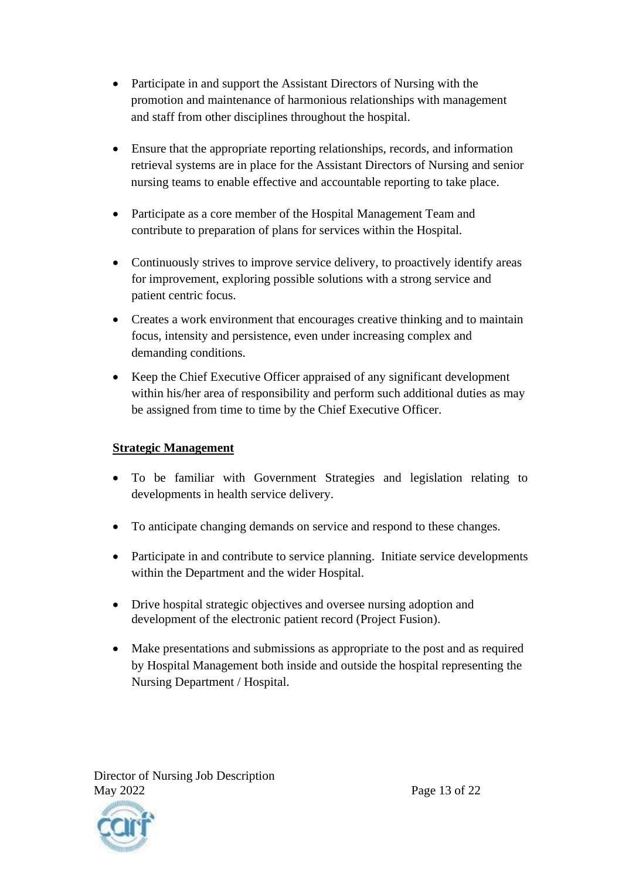- Participate in and support the Assistant Directors of Nursing with the promotion and maintenance of harmonious relationships with management and staff from other disciplines throughout the hospital.

- Ensure that the appropriate reporting relationships, records, and information retrieval systems are in place for the Assistant Directors of Nursing and senior nursing teams to enable effective and accountable reporting to take place.

- Participate as a core member of the Hospital Management Team and contribute to preparation of plans for services within the Hospital.

- Continuously strives to improve service delivery, to proactively identify areas for improvement, exploring possible solutions with a strong service and patient centric focus.

- Creates a work environment that encourages creative thinking and to maintain focus, intensity and persistence, even under increasing complex and demanding conditions.

- Keep the Chief Executive Officer appraised of any significant development within his/her area of responsibility and perform such additional duties as may be assigned from time to time by the Chief Executive Officer.

**Strategic Management**

- To be familiar with Government Strategies and legislation relating to developments in health service delivery.

- To anticipate changing demands on service and respond to these changes.

- Participate in and contribute to service planning. Initiate service developments within the Department and the wider Hospital.

- Drive hospital strategic objectives and oversee nursing adoption and development of the electronic patient record (Project Fusion).

- Make presentations and submissions as appropriate to the post and as required by Hospital Management both inside and outside the hospital representing the Nursing Department / Hospital.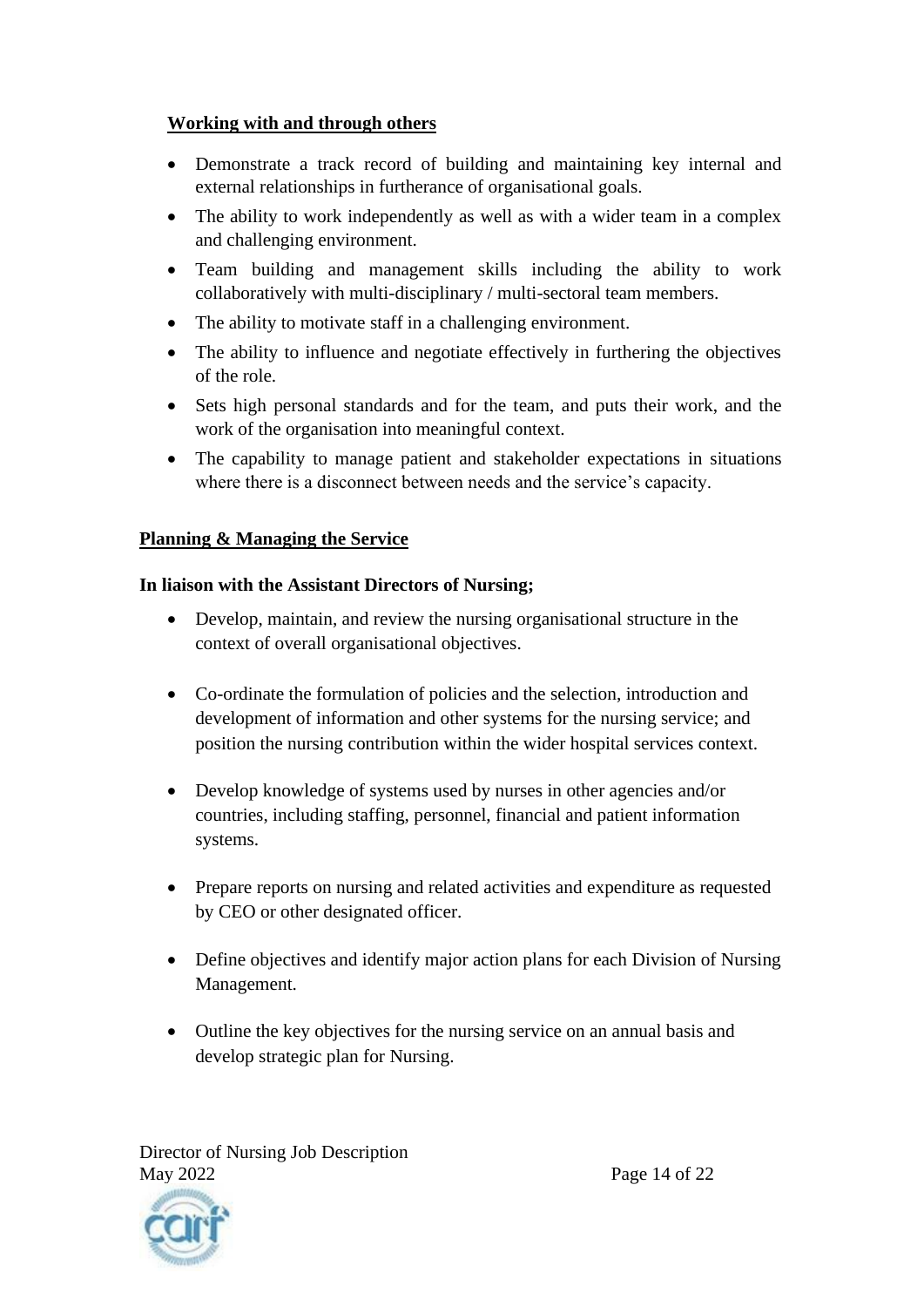**Working with and through others**

- Demonstrate a track record of building and maintaining key internal and external relationships in furtherance of organisational goals.
- The ability to work independently as well as with a wider team in a complex and challenging environment.
- Team building and management skills including the ability to work collaboratively with multi-disciplinary / multi-sectoral team members.
- The ability to motivate staff in a challenging environment.
- The ability to influence and negotiate effectively in furthering the objectives of the role.
- Sets high personal standards and for the team, and puts their work, and the work of the organisation into meaningful context.
- The capability to manage patient and stakeholder expectations in situations where there is a disconnect between needs and the service's capacity.

**Planning & Managing the Service**

**In liaison with the Assistant Directors of Nursing;**

- Develop, maintain, and review the nursing organisational structure in the context of overall organisational objectives.
- Co-ordinate the formulation of policies and the selection, introduction and development of information and other systems for the nursing service; and position the nursing contribution within the wider hospital services context.
- Develop knowledge of systems used by nurses in other agencies and/or countries, including staffing, personnel, financial and patient information systems.
- Prepare reports on nursing and related activities and expenditure as requested by CEO or other designated officer.
- Define objectives and identify major action plans for each Division of Nursing Management.
- Outline the key objectives for the nursing service on an annual basis and develop strategic plan for Nursing.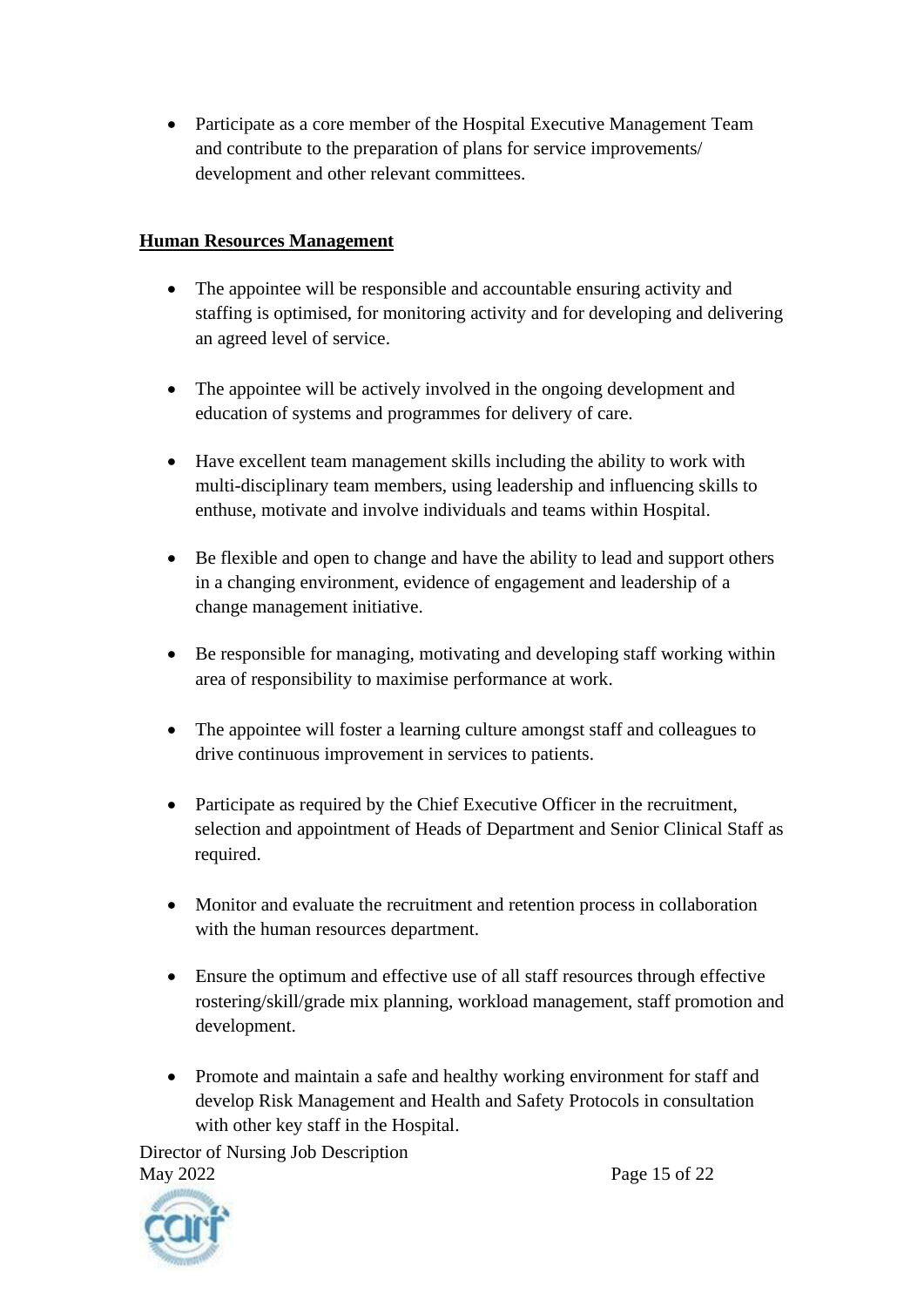- Participate as a core member of the Hospital Executive Management Team and contribute to the preparation of plans for service improvements/ development and other relevant committees.

**Human Resources Management**

- The appointee will be responsible and accountable ensuring activity and staffing is optimised, for monitoring activity and for developing and delivering an agreed level of service.
- The appointee will be actively involved in the ongoing development and education of systems and programmes for delivery of care.
- Have excellent team management skills including the ability to work with multi-disciplinary team members, using leadership and influencing skills to enthuse, motivate and involve individuals and teams within Hospital.
- Be flexible and open to change and have the ability to lead and support others in a changing environment, evidence of engagement and leadership of a change management initiative.
- Be responsible for managing, motivating and developing staff working within area of responsibility to maximise performance at work.
- The appointee will foster a learning culture amongst staff and colleagues to drive continuous improvement in services to patients.
- Participate as required by the Chief Executive Officer in the recruitment, selection and appointment of Heads of Department and Senior Clinical Staff as required.
- Monitor and evaluate the recruitment and retention process in collaboration with the human resources department.
- Ensure the optimum and effective use of all staff resources through effective rostering/skill/grade mix planning, workload management, staff promotion and development.
- Promote and maintain a safe and healthy working environment for staff and develop Risk Management and Health and Safety Protocols in consultation with other key staff in the Hospital.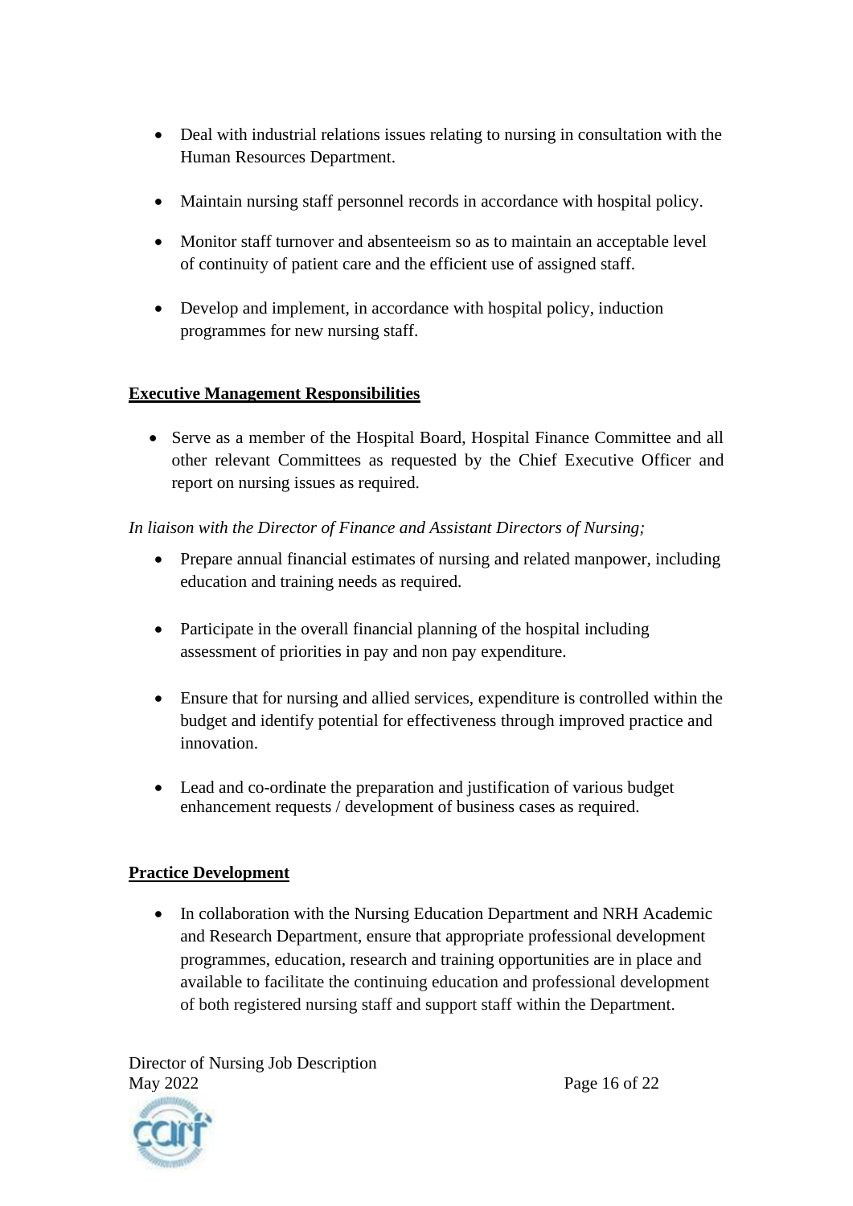- Deal with industrial relations issues relating to nursing in consultation with the Human Resources Department.
- Maintain nursing staff personnel records in accordance with hospital policy.
- Monitor staff turnover and absenteeism so as to maintain an acceptable level of continuity of patient care and the efficient use of assigned staff.
- Develop and implement, in accordance with hospital policy, induction programmes for new nursing staff.

**Executive Management Responsibilities**

- Serve as a member of the Hospital Board, Hospital Finance Committee and all other relevant Committees as requested by the Chief Executive Officer and report on nursing issues as required.

*In liaison with the Director of Finance and Assistant Directors of Nursing;*

- Prepare annual financial estimates of nursing and related manpower, including education and training needs as required.
- Participate in the overall financial planning of the hospital including assessment of priorities in pay and non pay expenditure.
- Ensure that for nursing and allied services, expenditure is controlled within the budget and identify potential for effectiveness through improved practice and innovation.
- Lead and co-ordinate the preparation and justification of various budget enhancement requests / development of business cases as required.

**Practice Development**

- In collaboration with the Nursing Education Department and NRH Academic and Research Department, ensure that appropriate professional development programmes, education, research and training opportunities are in place and available to facilitate the continuing education and professional development of both registered nursing staff and support staff within the Department.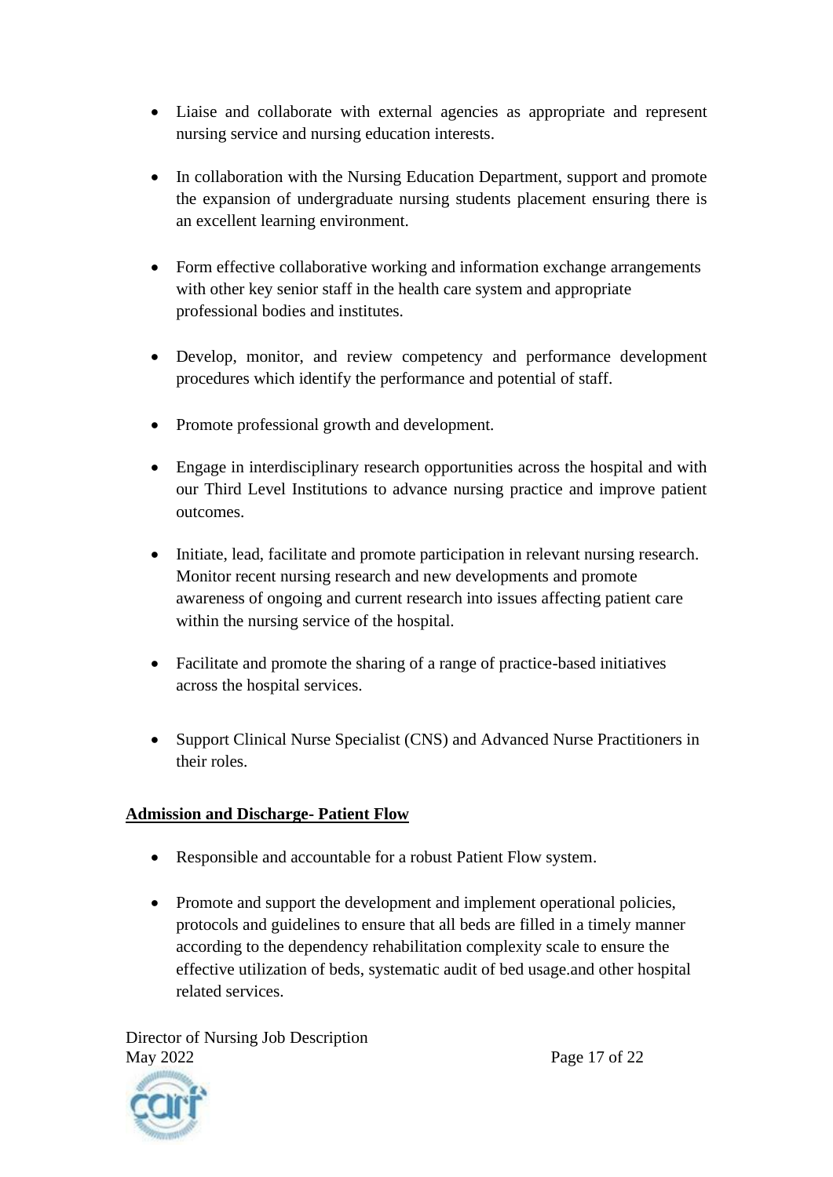- Liaise and collaborate with external agencies as appropriate and represent nursing service and nursing education interests.

- In collaboration with the Nursing Education Department, support and promote the expansion of undergraduate nursing students placement ensuring there is an excellent learning environment.

- Form effective collaborative working and information exchange arrangements with other key senior staff in the health care system and appropriate professional bodies and institutes.

- Develop, monitor, and review competency and performance development procedures which identify the performance and potential of staff.

- Promote professional growth and development.

- Engage in interdisciplinary research opportunities across the hospital and with our Third Level Institutions to advance nursing practice and improve patient outcomes.

- Initiate, lead, facilitate and promote participation in relevant nursing research. Monitor recent nursing research and new developments and promote awareness of ongoing and current research into issues affecting patient care within the nursing service of the hospital.

- Facilitate and promote the sharing of a range of practice-based initiatives across the hospital services.

- Support Clinical Nurse Specialist (CNS) and Advanced Nurse Practitioners in their roles.

**Admission and Discharge- Patient Flow**

- Responsible and accountable for a robust Patient Flow system.

- Promote and support the development and implement operational policies, protocols and guidelines to ensure that all beds are filled in a timely manner according to the dependency rehabilitation complexity scale to ensure the effective utilization of beds, systematic audit of bed usage.and other hospital related services.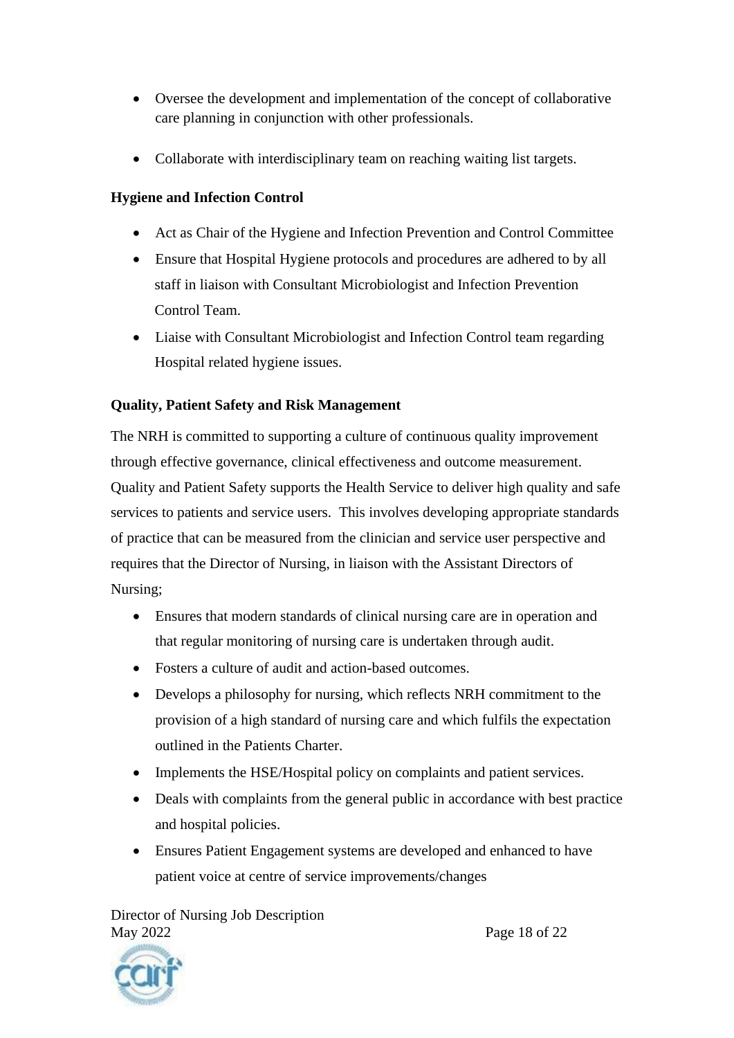- Oversee the development and implementation of the concept of collaborative care planning in conjunction with other professionals.

- Collaborate with interdisciplinary team on reaching waiting list targets.

**Hygiene and Infection Control**

- Act as Chair of the Hygiene and Infection Prevention and Control Committee
- Ensure that Hospital Hygiene protocols and procedures are adhered to by all staff in liaison with Consultant Microbiologist and Infection Prevention Control Team.
- Liaise with Consultant Microbiologist and Infection Control team regarding Hospital related hygiene issues.

**Quality, Patient Safety and Risk Management**

The NRH is committed to supporting a culture of continuous quality improvement through effective governance, clinical effectiveness and outcome measurement. Quality and Patient Safety supports the Health Service to deliver high quality and safe services to patients and service users. This involves developing appropriate standards of practice that can be measured from the clinician and service user perspective and requires that the Director of Nursing, in liaison with the Assistant Directors of Nursing;

- Ensures that modern standards of clinical nursing care are in operation and that regular monitoring of nursing care is undertaken through audit.
- Fosters a culture of audit and action-based outcomes.
- Develops a philosophy for nursing, which reflects NRH commitment to the provision of a high standard of nursing care and which fulfils the expectation outlined in the Patients Charter.
- Implements the HSE/Hospital policy on complaints and patient services.
- Deals with complaints from the general public in accordance with best practice and hospital policies.
- Ensures Patient Engagement systems are developed and enhanced to have patient voice at centre of service improvements/changes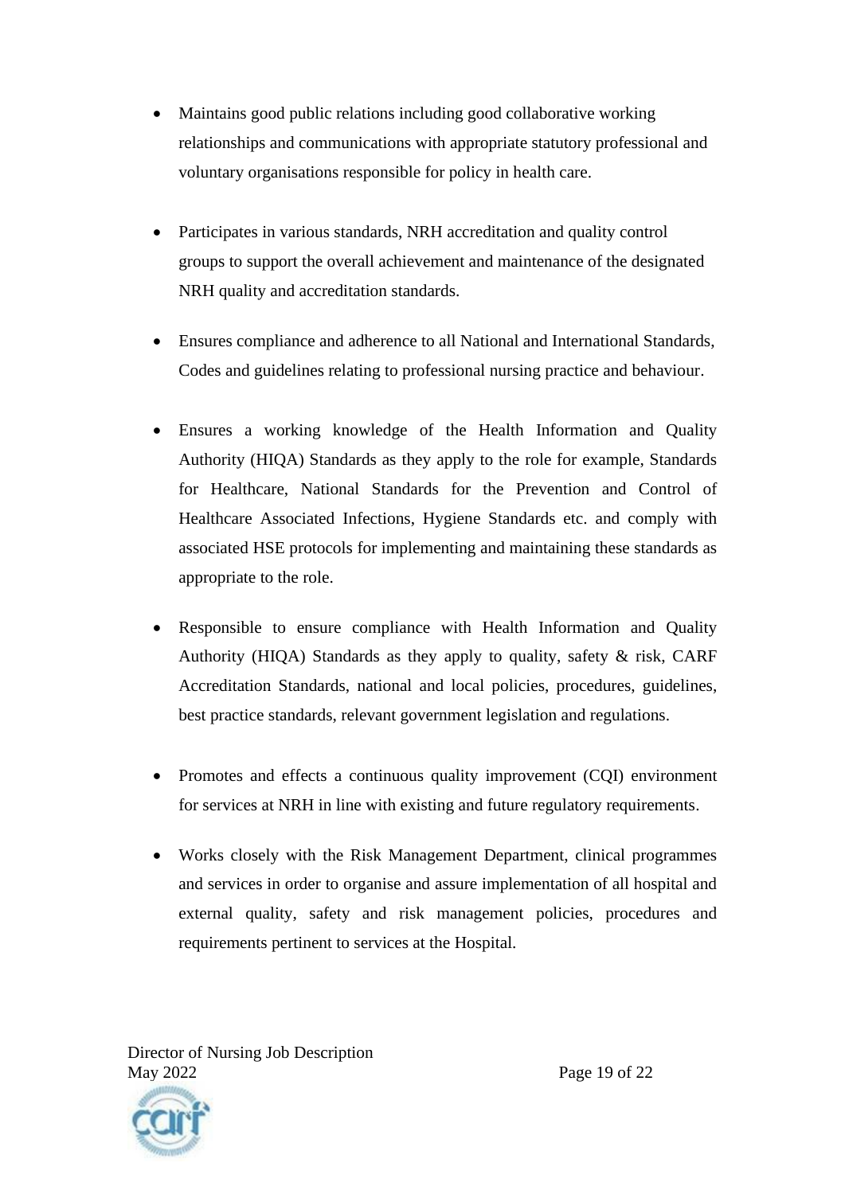- Maintains good public relations including good collaborative working relationships and communications with appropriate statutory professional and voluntary organisations responsible for policy in health care.

- Participates in various standards, NRH accreditation and quality control groups to support the overall achievement and maintenance of the designated NRH quality and accreditation standards.

- Ensures compliance and adherence to all National and International Standards, Codes and guidelines relating to professional nursing practice and behaviour.

- Ensures a working knowledge of the Health Information and Quality Authority (HIQA) Standards as they apply to the role for example, Standards for Healthcare, National Standards for the Prevention and Control of Healthcare Associated Infections, Hygiene Standards etc. and comply with associated HSE protocols for implementing and maintaining these standards as appropriate to the role.

- Responsible to ensure compliance with Health Information and Quality Authority (HIQA) Standards as they apply to quality, safety & risk, CARF Accreditation Standards, national and local policies, procedures, guidelines, best practice standards, relevant government legislation and regulations.

- Promotes and effects a continuous quality improvement (CQI) environment for services at NRH in line with existing and future regulatory requirements.

- Works closely with the Risk Management Department, clinical programmes and services in order to organise and assure implementation of all hospital and external quality, safety and risk management policies, procedures and requirements pertinent to services at the Hospital.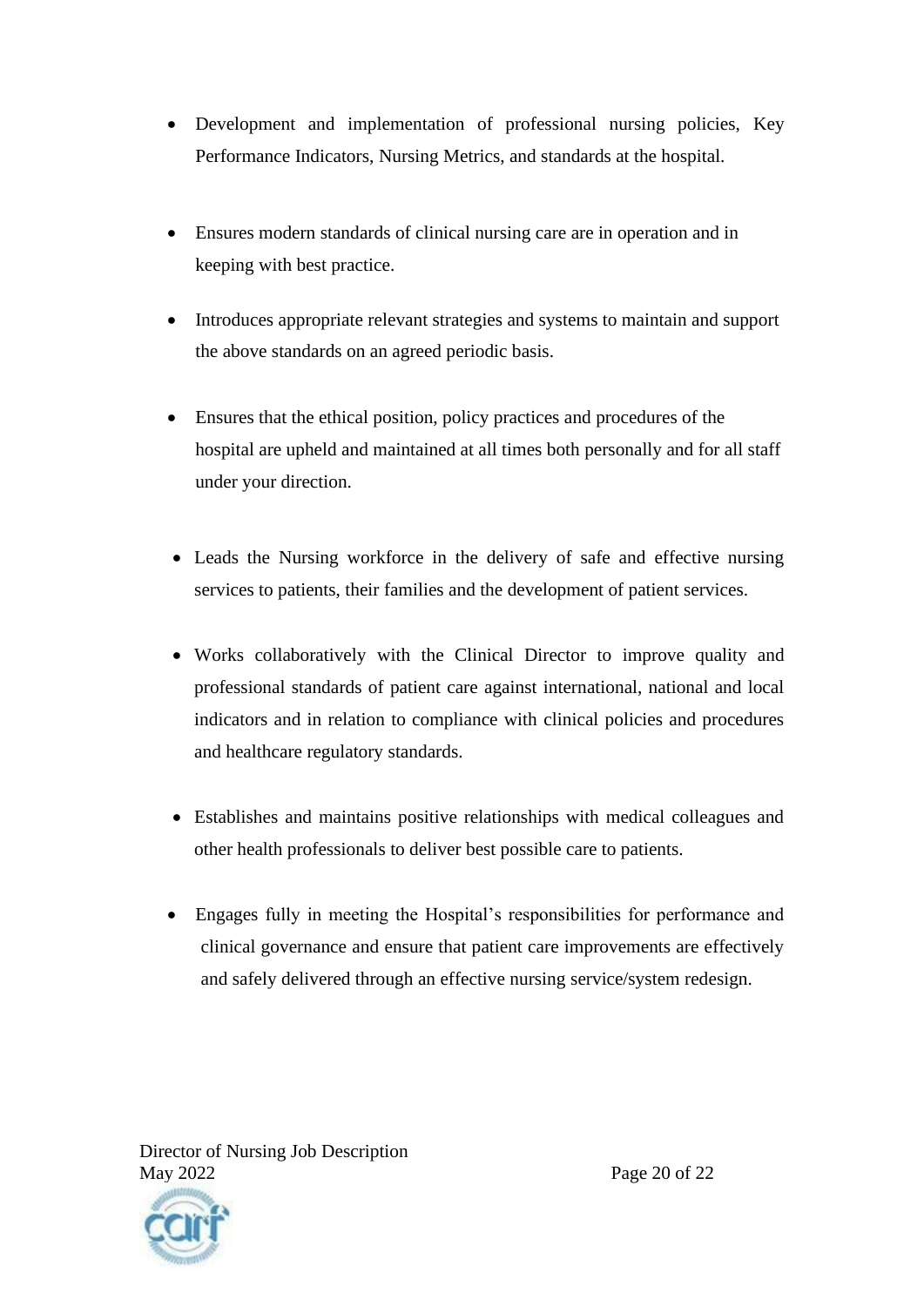- Development and implementation of professional nursing policies, Key Performance Indicators, Nursing Metrics, and standards at the hospital.

- Ensures modern standards of clinical nursing care are in operation and in keeping with best practice.

- Introduces appropriate relevant strategies and systems to maintain and support the above standards on an agreed periodic basis.

- Ensures that the ethical position, policy practices and procedures of the hospital are upheld and maintained at all times both personally and for all staff under your direction.

- Leads the Nursing workforce in the delivery of safe and effective nursing services to patients, their families and the development of patient services.

- Works collaboratively with the Clinical Director to improve quality and professional standards of patient care against international, national and local indicators and in relation to compliance with clinical policies and procedures and healthcare regulatory standards.

- Establishes and maintains positive relationships with medical colleagues and other health professionals to deliver best possible care to patients.

- Engages fully in meeting the Hospital's responsibilities for performance and clinical governance and ensure that patient care improvements are effectively and safely delivered through an effective nursing service/system redesign.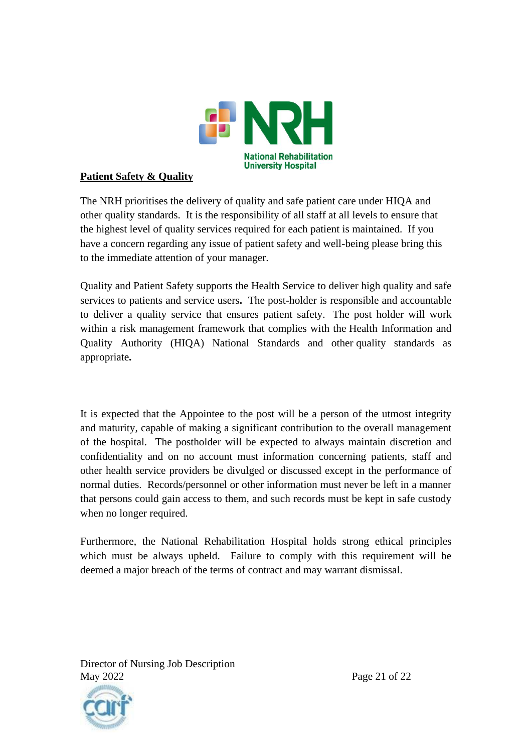**Patient Safety & Quality**

The NRH prioritises the delivery of quality and safe patient care under HIQA and other quality standards. It is the responsibility of all staff at all levels to ensure that the highest level of quality services required for each patient is maintained. If you have a concern regarding any issue of patient safety and well-being please bring this to the immediate attention of your manager.

Quality and Patient Safety supports the Health Service to deliver high quality and safe services to patients and service users**.** The post-holder is responsible and accountable to deliver a quality service that ensures patient safety. The post holder will work within a risk management framework that complies with the Health Information and Quality Authority (HIQA) National Standards and other quality standards as appropriate**.**

It is expected that the Appointee to the post will be a person of the utmost integrity and maturity, capable of making a significant contribution to the overall management of the hospital. The postholder will be expected to always maintain discretion and confidentiality and on no account must information concerning patients, staff and other health service providers be divulged or discussed except in the performance of normal duties. Records/personnel or other information must never be left in a manner that persons could gain access to them, and such records must be kept in safe custody when no longer required.

Furthermore, the National Rehabilitation Hospital holds strong ethical principles which must be always upheld. Failure to comply with this requirement will be deemed a major breach of the terms of contract and may warrant dismissal.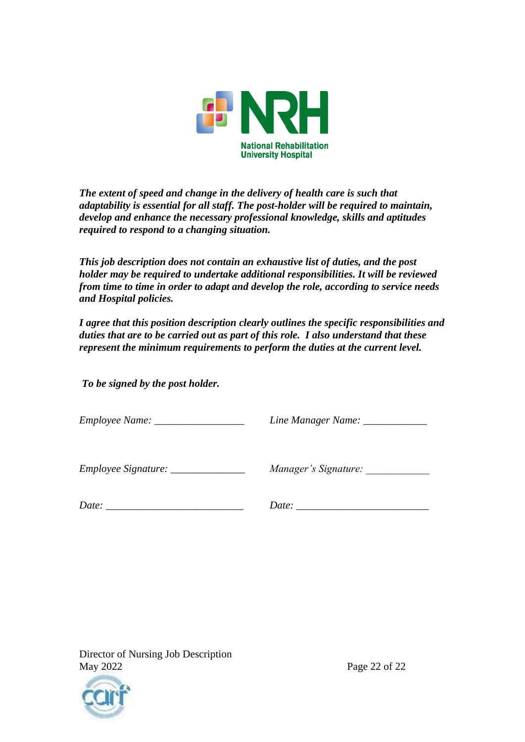National Rehabilitation University Hospital

***The extent of speed and change in the delivery of health care is such that adaptability is essential for all staff. The post-holder will be required to maintain, develop and enhance the necessary professional knowledge, skills and aptitudes required to respond to a changing situation.***

***This job description does not contain an exhaustive list of duties, and the post holder may be required to undertake additional responsibilities. It will be reviewed from time to time in order to adapt and develop the role, according to service needs and Hospital policies.***

***I agree that this position description clearly outlines the specific responsibilities and duties that are to be carried out as part of this role. I also understand that these represent the minimum requirements to perform the duties at the current level.***

***To be signed by the post holder.***

*Employee Name:* _________________ *Line Manager Name:* ____________

*Employee Signature:* ______________ *Manager's Signature:* ____________

*Date:* __________________________ *Date:* _________________________